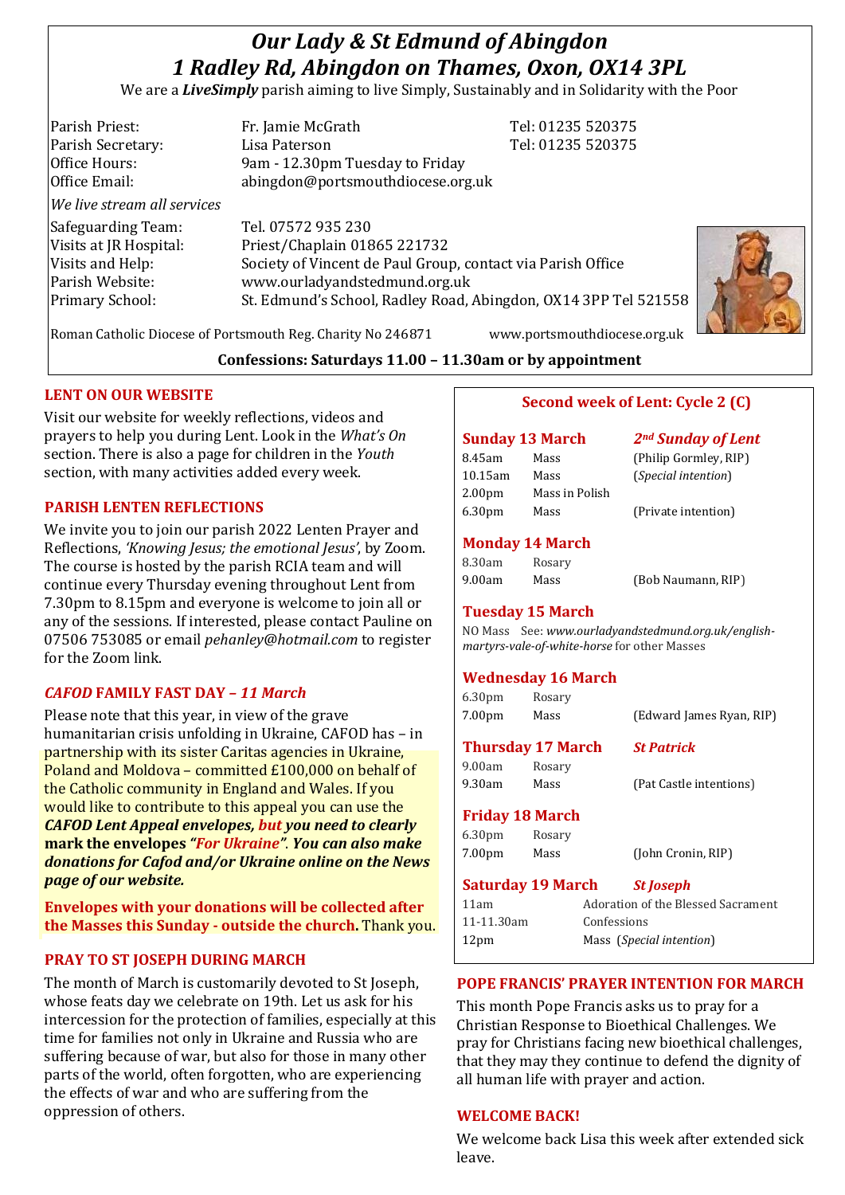# *Our Lady & St Edmund of Abingdon*
# *1 Radley Rd, Abingdon on Thames, Oxon, OX14 3PL*

We are a ***LiveSimply*** parish aiming to live Simply, Sustainably and in Solidarity with the Poor

| | | |
|---|---|---|
| Parish Priest: | Fr. Jamie McGrath | Tel: 01235 520375 |
| Parish Secretary: | Lisa Paterson | Tel: 01235 520375 |
| Office Hours: | 9am - 12.30pm Tuesday to Friday | |
| Office Email: | abingdon@portsmouthdiocese.org.uk | |

*We live stream all services*

| | |
|---|---|
| Safeguarding Team: | Tel. 07572 935 230 |
| Visits at JR Hospital: | Priest/Chaplain 01865 221732 |
| Visits and Help: | Society of Vincent de Paul Group, contact via Parish Office |
| Parish Website: | www.ourladyandstedmund.org.uk |
| Primary School: | St. Edmund's School, Radley Road, Abingdon, OX14 3PP Tel 521558 |

Roman Catholic Diocese of Portsmouth Reg. Charity No 246871 www.portsmouthdiocese.org.uk

**Confessions: Saturdays 11.00 – 11.30am or by appointment**

## LENT ON OUR WEBSITE

Visit our website for weekly reflections, videos and prayers to help you during Lent. Look in the *What's On* section. There is also a page for children in the *Youth* section, with many activities added every week.

## PARISH LENTEN REFLECTIONS

We invite you to join our parish 2022 Lenten Prayer and Reflections, *'Knowing Jesus; the emotional Jesus'*, by Zoom. The course is hosted by the parish RCIA team and will continue every Thursday evening throughout Lent from 7.30pm to 8.15pm and everyone is welcome to join all or any of the sessions. If interested, please contact Pauline on 07506 753085 or email *pehanley@hotmail.com* to register for the Zoom link.

## *CAFOD* FAMILY FAST DAY – *11 March*

Please note that this year, in view of the grave humanitarian crisis unfolding in Ukraine, CAFOD has – in partnership with its sister Caritas agencies in Ukraine, Poland and Moldova – committed £100,000 on behalf of the Catholic community in England and Wales. If you would like to contribute to this appeal you can use the ***CAFOD Lent Appeal envelopes, but you need to clearly*** **mark the envelopes *"For Ukraine"*. *You can also make donations for Cafod and/or Ukraine online on the News page of our website.***

**Envelopes with your donations will be collected after the Masses this Sunday - outside the church.** Thank you.

## PRAY TO ST JOSEPH DURING MARCH

The month of March is customarily devoted to St Joseph, whose feats day we celebrate on 19th. Let us ask for his intercession for the protection of families, especially at this time for families not only in Ukraine and Russia who are suffering because of war, but also for those in many other parts of the world, often forgotten, who are experiencing the effects of war and who are suffering from the oppression of others.

## Second week of Lent: Cycle 2 (C)

**Sunday 13 March** — ***2nd Sunday of Lent***

| | | |
|---|---|---|
| 8.45am | Mass | (Philip Gormley, RIP) |
| 10.15am | Mass | (*Special intention*) |
| 2.00pm | Mass in Polish | |
| 6.30pm | Mass | (Private intention) |

**Monday 14 March**

| | | |
|---|---|---|
| 8.30am | Rosary | |
| 9.00am | Mass | (Bob Naumann, RIP) |

**Tuesday 15 March**

NO Mass See: *www.ourladyandstedmund.org.uk/english-martyrs-vale-of-white-horse* for other Masses

**Wednesday 16 March**

| | | |
|---|---|---|
| 6.30pm | Rosary | |
| 7.00pm | Mass | (Edward James Ryan, RIP) |

**Thursday 17 March** — ***St Patrick***

| | | |
|---|---|---|
| 9.00am | Rosary | |
| 9.30am | Mass | (Pat Castle intentions) |

**Friday 18 March**

| | | |
|---|---|---|
| 6.30pm | Rosary | |
| 7.00pm | Mass | (John Cronin, RIP) |

**Saturday 19 March** — ***St Joseph***

| | |
|---|---|
| 11am | Adoration of the Blessed Sacrament |
| 11-11.30am | Confessions |
| 12pm | Mass (*Special intention*) |

## POPE FRANCIS' PRAYER INTENTION FOR MARCH

This month Pope Francis asks us to pray for a Christian Response to Bioethical Challenges. We pray for Christians facing new bioethical challenges, that they may they continue to defend the dignity of all human life with prayer and action.

## WELCOME BACK!

We welcome back Lisa this week after extended sick leave.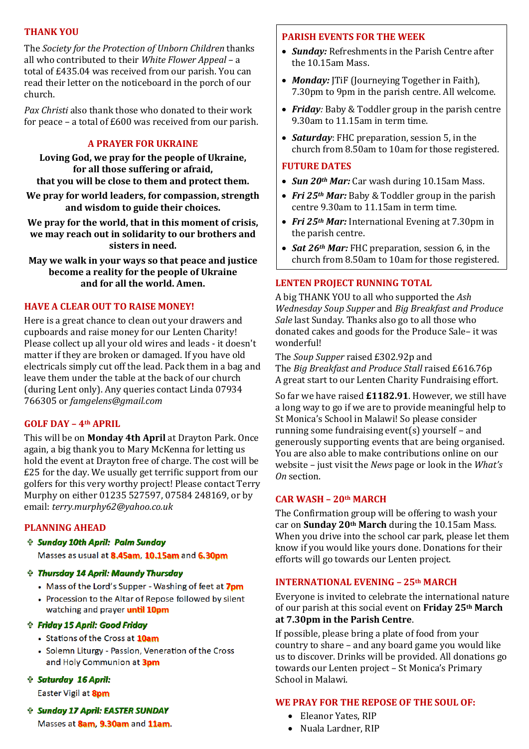## THANK YOU

The *Society for the Protection of Unborn Children* thanks all who contributed to their *White Flower Appeal* – a total of £435.04 was received from our parish. You can read their letter on the noticeboard in the porch of our church.

*Pax Christi* also thank those who donated to their work for peace – a total of £600 was received from our parish.

## A PRAYER FOR UKRAINE

**Loving God, we pray for the people of Ukraine, for all those suffering or afraid, that you will be close to them and protect them.**

**We pray for world leaders, for compassion, strength and wisdom to guide their choices.**

**We pray for the world, that in this moment of crisis, we may reach out in solidarity to our brothers and sisters in need.**

**May we walk in your ways so that peace and justice become a reality for the people of Ukraine and for all the world. Amen.**

## HAVE A CLEAR OUT TO RAISE MONEY!

Here is a great chance to clean out your drawers and cupboards and raise money for our Lenten Charity! Please collect up all your old wires and leads - it doesn't matter if they are broken or damaged. If you have old electricals simply cut off the lead. Pack them in a bag and leave them under the table at the back of our church (during Lent only). Any queries contact Linda 07934 766305 or *famgelens@gmail.com*

## GOLF DAY – 4th APRIL

This will be on **Monday 4th April** at Drayton Park. Once again, a big thank you to Mary McKenna for letting us hold the event at Drayton free of charge. The cost will be £25 for the day. We usually get terrific support from our golfers for this very worthy project! Please contact Terry Murphy on either 01235 527597, 07584 248169, or by email: *terry.murphy62@yahoo.co.uk*

## PLANNING AHEAD

✞ ***Sunday 10th April: Palm Sunday***
Masses as usual at **8.45am**, **10.15am** and **6.30pm**

✞ ***Thursday 14 April: Maundy Thursday***
- Mass of the Lord's Supper - Washing of feet at **7pm**
- Procession to the Altar of Repose followed by silent watching and prayer **until 10pm**

✞ ***Friday 15 April: Good Friday***
- Stations of the Cross at **10am**
- Solemn Liturgy - Passion, Veneration of the Cross and Holy Communion at **3pm**

✞ ***Saturday 16 April:***
Easter Vigil at **8pm**

✞ ***Sunday 17 April: EASTER SUNDAY***
Masses at **8am**, **9.30am** and **11am**.

## PARISH EVENTS FOR THE WEEK

- ***Sunday:*** Refreshments in the Parish Centre after the 10.15am Mass.
- ***Monday:*** JTiF (Journeying Together in Faith), 7.30pm to 9pm in the parish centre. All welcome.
- ***Friday****:* Baby & Toddler group in the parish centre 9.30am to 11.15am in term time.
- ***Saturday***: FHC preparation, session 5, in the church from 8.50am to 10am for those registered.

## FUTURE DATES

- ***Sun 20th Mar:*** Car wash during 10.15am Mass.
- ***Fri 25th Mar:*** Baby & Toddler group in the parish centre 9.30am to 11.15am in term time.
- ***Fri 25th Mar:*** International Evening at 7.30pm in the parish centre.
- ***Sat 26th Mar:*** FHC preparation, session 6, in the church from 8.50am to 10am for those registered.

## LENTEN PROJECT RUNNING TOTAL

A big THANK YOU to all who supported the *Ash Wednesday Soup Supper* and *Big Breakfast and Produce Sale* last Sunday. Thanks also go to all those who donated cakes and goods for the Produce Sale– it was wonderful!

The *Soup Supper* raised £302.92p and
The *Big Breakfast and Produce Stall* raised £616.76p
A great start to our Lenten Charity Fundraising effort.

So far we have raised **£1182.91**. However, we still have a long way to go if we are to provide meaningful help to St Monica's School in Malawi! So please consider running some fundraising event(s) yourself – and generously supporting events that are being organised. You are also able to make contributions online on our website – just visit the *News* page or look in the *What's On* section.

## CAR WASH – 20th MARCH

The Confirmation group will be offering to wash your car on **Sunday 20th March** during the 10.15am Mass. When you drive into the school car park, please let them know if you would like yours done. Donations for their efforts will go towards our Lenten project.

## INTERNATIONAL EVENING – 25th MARCH

Everyone is invited to celebrate the international nature of our parish at this social event on **Friday 25th March at 7.30pm in the Parish Centre**.

If possible, please bring a plate of food from your country to share – and any board game you would like us to discover. Drinks will be provided. All donations go towards our Lenten project – St Monica's Primary School in Malawi.

## WE PRAY FOR THE REPOSE OF THE SOUL OF:

- Eleanor Yates, RIP
- Nuala Lardner, RIP